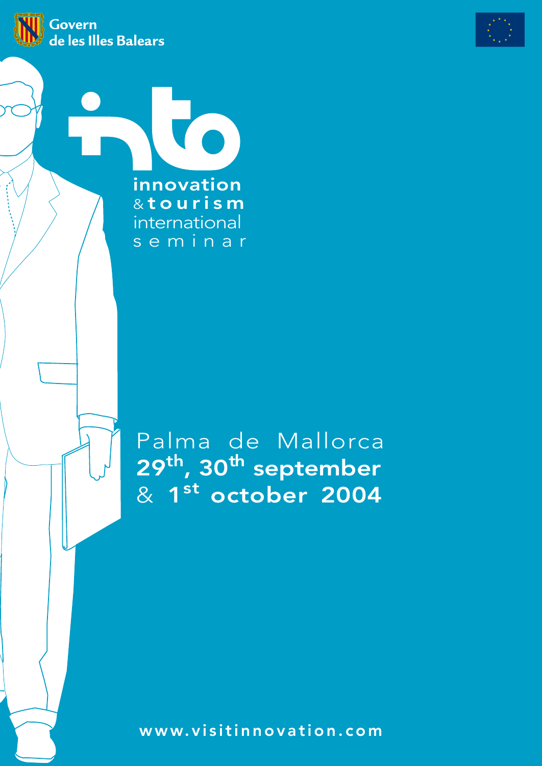Govern de les Illes Balears

# into

**innovation**
& **tourism**
international
seminar

Palma de Mallorca
**29th, 30th september**
& **1st october 2004**

www.visitinnovation.com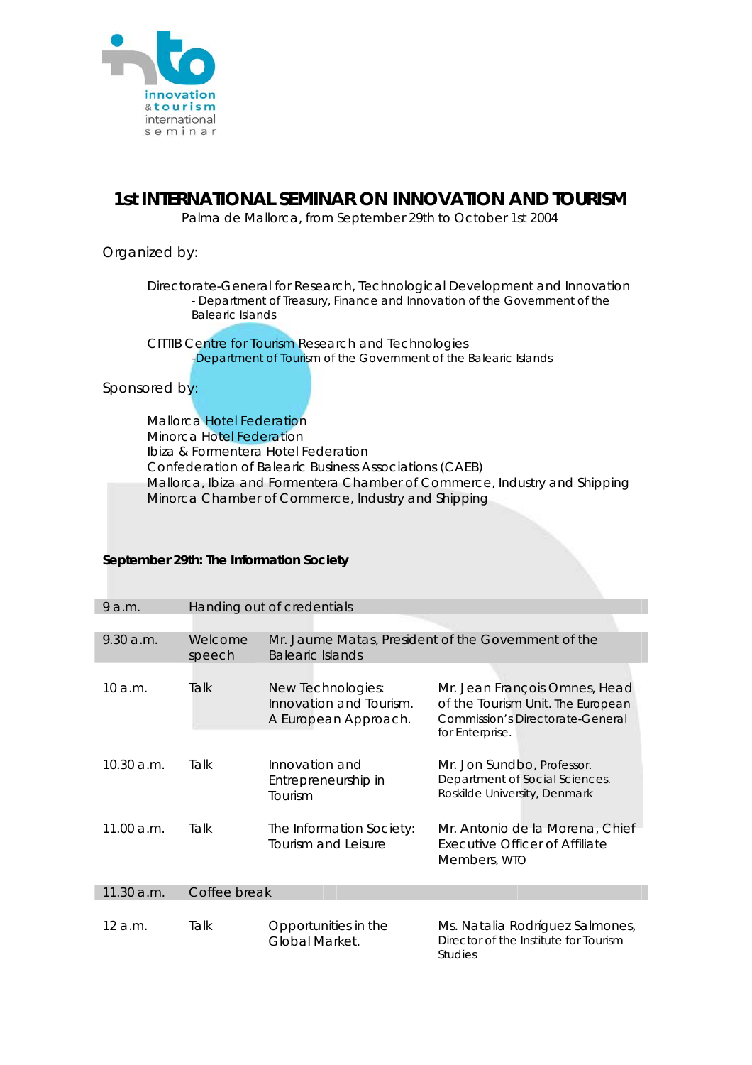# 1st INTERNATIONAL SEMINAR ON INNOVATION AND TOURISM

Palma de Mallorca, from September 29th to October 1st 2004

Organized by:

Directorate-General for Research, Technological Development and Innovation
- Department of Treasury, Finance and Innovation of the Government of the Balearic Islands

CITTIB Centre for Tourism Research and Technologies
-Department of Tourism of the Government of the Balearic Islands

Sponsored by:

Mallorca Hotel Federation
Minorca Hotel Federation
Ibiza & Formentera Hotel Federation
Confederation of Balearic Business Associations (CAEB)
Mallorca, Ibiza and Formentera Chamber of Commerce, Industry and Shipping
Minorca Chamber of Commerce, Industry and Shipping

**September 29th: The Information Society**

| | | | |
|---|---|---|---|
| 9 a.m. | Handing out of credentials | | |
| 9.30 a.m. | Welcome speech | Mr. Jaume Matas, President of the Government of the Balearic Islands | |
| 10 a.m. | Talk | New Technologies: Innovation and Tourism. A European Approach. | Mr. Jean François Omnes, Head of the Tourism Unit. The European Commission's Directorate-General for Enterprise. |
| 10.30 a.m. | Talk | Innovation and Entrepreneurship in Tourism | Mr. Jon Sundbo, Professor. Department of Social Sciences. Roskilde University, Denmark |
| 11.00 a.m. | Talk | The Information Society: Tourism and Leisure | Mr. Antonio de la Morena, Chief Executive Officer of Affiliate Members, WTO |
| 11.30 a.m. | Coffee break | | |
| 12 a.m. | Talk | Opportunities in the Global Market. | Ms. Natalia Rodríguez Salmones, Director of the Institute for Tourism Studies |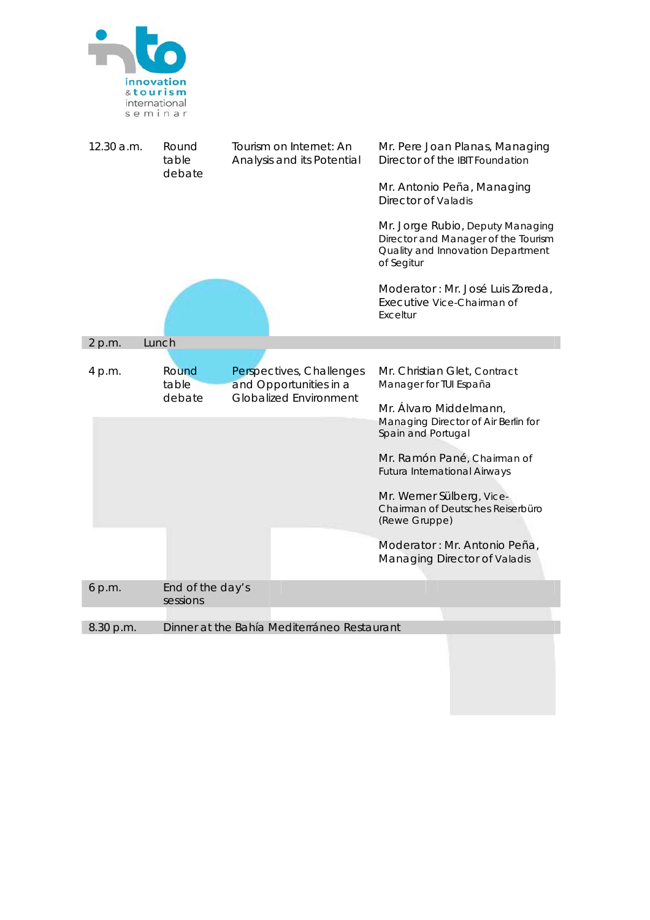| | | | |
|---|---|---|---|
| 12.30 a.m. | Round table debate | Tourism on Internet: An Analysis and its Potential | Mr. Pere Joan Planas, Managing Director of the IBIT Foundation<br><br>Mr. Antonio Peña, Managing Director of Valadis<br><br>Mr. Jorge Rubio, Deputy Managing Director and Manager of the Tourism Quality and Innovation Department of Segitur<br><br>Moderator: Mr. José Luis Zoreda, Executive Vice-Chairman of Exceltur |
| 2 p.m. | Lunch | | |
| 4 p.m. | Round table debate | Perspectives, Challenges and Opportunities in a Globalized Environment | Mr. Christian Glet, Contract Manager for TUI España<br><br>Mr. Álvaro Middelmann, Managing Director of Air Berlin for Spain and Portugal<br><br>Mr. Ramón Pané, Chairman of Futura International Airways<br><br>Mr. Werner Sülberg, Vice-Chairman of Deutsches Reiserbüro (Rewe Gruppe)<br><br>Moderator: Mr. Antonio Peña, Managing Director of Valadis |
| 6 p.m. | End of the day's sessions | | |
| 8.30 p.m. | Dinner at the Bahía Mediterráneo Restaurant | | |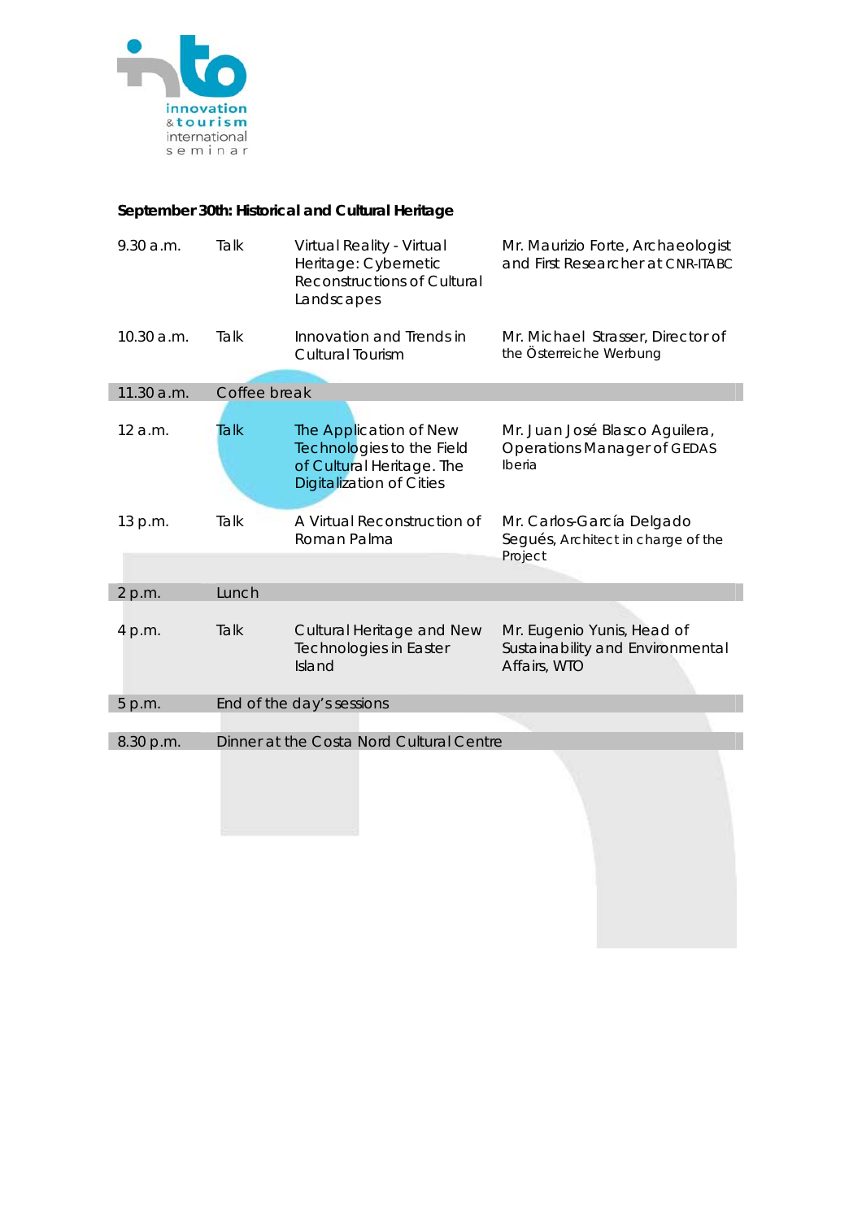## September 30th: Historical and Cultural Heritage

| | | | |
|---|---|---|---|
| 9.30 a.m. | Talk | Virtual Reality - Virtual Heritage: Cybernetic Reconstructions of Cultural Landscapes | Mr. Maurizio Forte, Archaeologist and First Researcher at CNR-ITABC |
| 10.30 a.m. | Talk | Innovation and Trends in Cultural Tourism | Mr. Michael Strasser, Director of the Österreiche Werbung |
| 11.30 a.m. | Coffee break | | |
| 12 a.m. | Talk | The Application of New Technologies to the Field of Cultural Heritage. The Digitalization of Cities | Mr. Juan José Blasco Aguilera, Operations Manager of GEDAS Iberia |
| 13 p.m. | Talk | A Virtual Reconstruction of Roman Palma | Mr. Carlos-García Delgado Segués, Architect in charge of the Project |
| 2 p.m. | Lunch | | |
| 4 p.m. | Talk | Cultural Heritage and New Technologies in Easter Island | Mr. Eugenio Yunis, Head of Sustainability and Environmental Affairs, WTO |
| 5 p.m. | End of the day's sessions | | |
| 8.30 p.m. | Dinner at the Costa Nord Cultural Centre | | |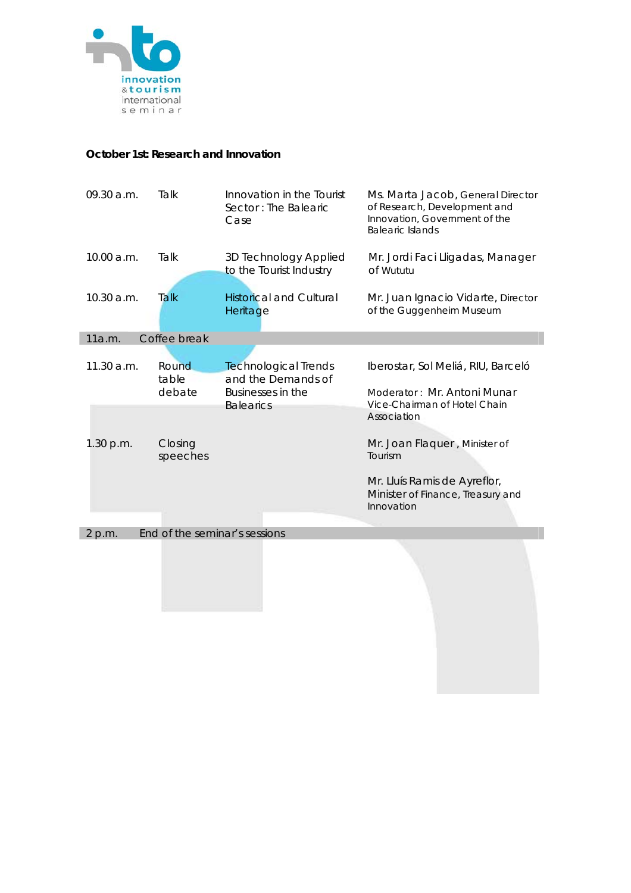innovation
& tourism
international
seminar

## October 1st: Research and Innovation

| | | | |
|---|---|---|---|
| 09.30 a.m. | Talk | Innovation in the Tourist Sector : The Balearic Case | Ms. Marta Jacob, General Director of Research, Development and Innovation, Government of the Balearic Islands |
| 10.00 a.m. | Talk | 3D Technology Applied to the Tourist Industry | Mr. Jordi Faci Lligadas, Manager of Wututu |
| 10.30 a.m. | Talk | Historical and Cultural Heritage | Mr. Juan Ignacio Vidarte, Director of the Guggenheim Museum |
| 11a.m. | Coffee break | | |
| 11.30 a.m. | Round table debate | Technological Trends and the Demands of Businesses in the Balearics | Iberostar, Sol Meliá, RIU, Barceló<br><br>Moderator : Mr. Antoni Munar Vice-Chairman of Hotel Chain Association |
| 1.30 p.m. | Closing speeches | | Mr. Joan Flaquer , Minister of Tourism<br><br>Mr. Lluís Ramis de Ayreflor, Minister of Finance, Treasury and Innovation |
| 2 p.m. | End of the seminar's sessions | | |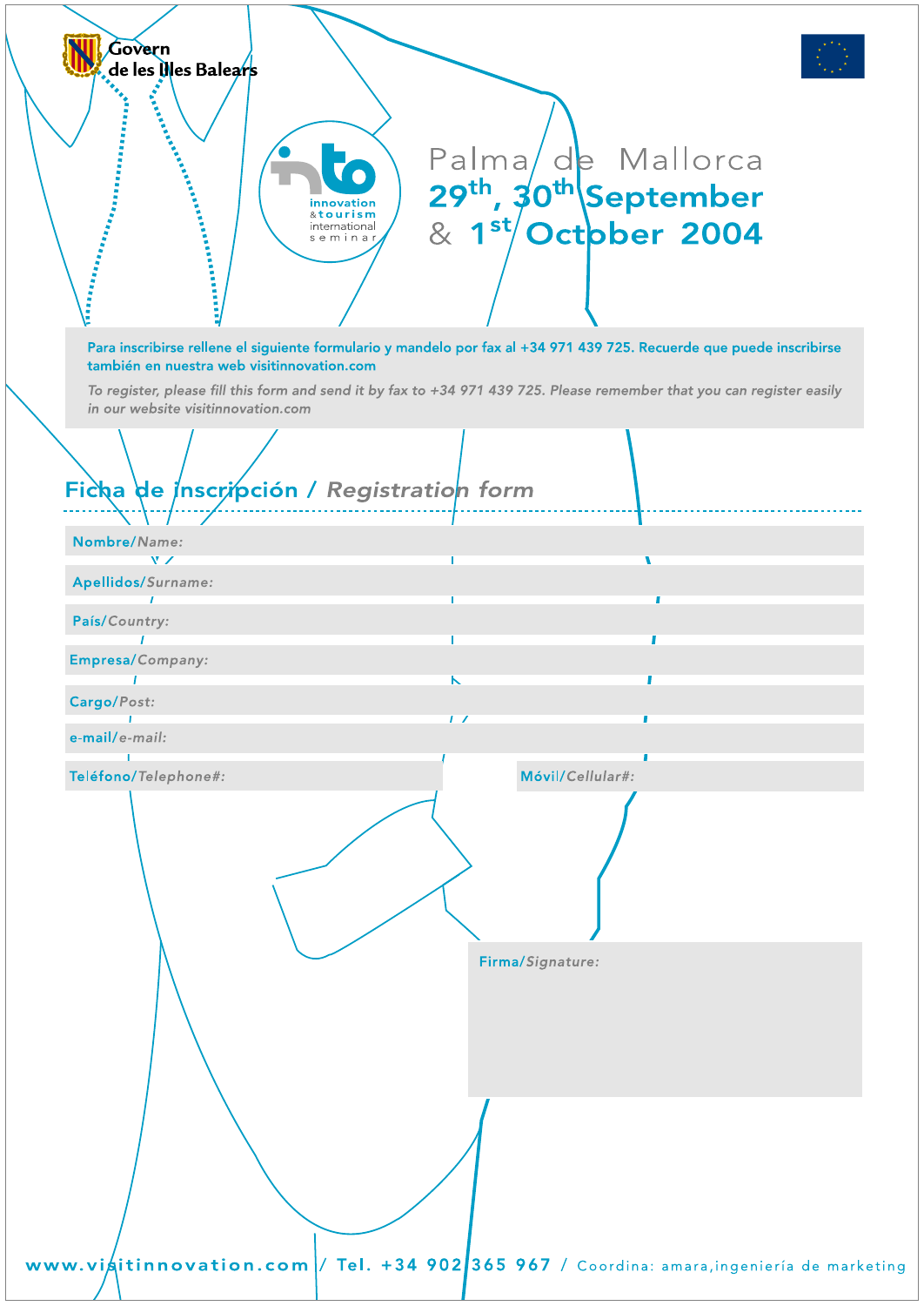Govern de les Illes Balears

innovation & tourism international seminar

Palma de Mallorca
29th, 30th September & 1st October 2004

Para inscribirse rellene el siguiente formulario y mandelo por fax al +34 971 439 725. Recuerde que puede inscribirse también en nuestra web visitinnovation.com

*To register, please fill this form and send it by fax to +34 971 439 725. Please remember that you can register easily in our website visitinnovation.com*

## Ficha de inscripción / *Registration form*

Nombre/*Name:*

Apellidos/*Surname:*

País/*Country:*

Empresa/*Company:*

Cargo/*Post:*

e-mail/*e-mail:*

Teléfono/*Telephone#:*

Móvil/*Cellular#:*

Firma/*Signature:*

www.visitinnovation.com / Tel. +34 902 365 967 / Coordina: amara,ingeniería de marketing